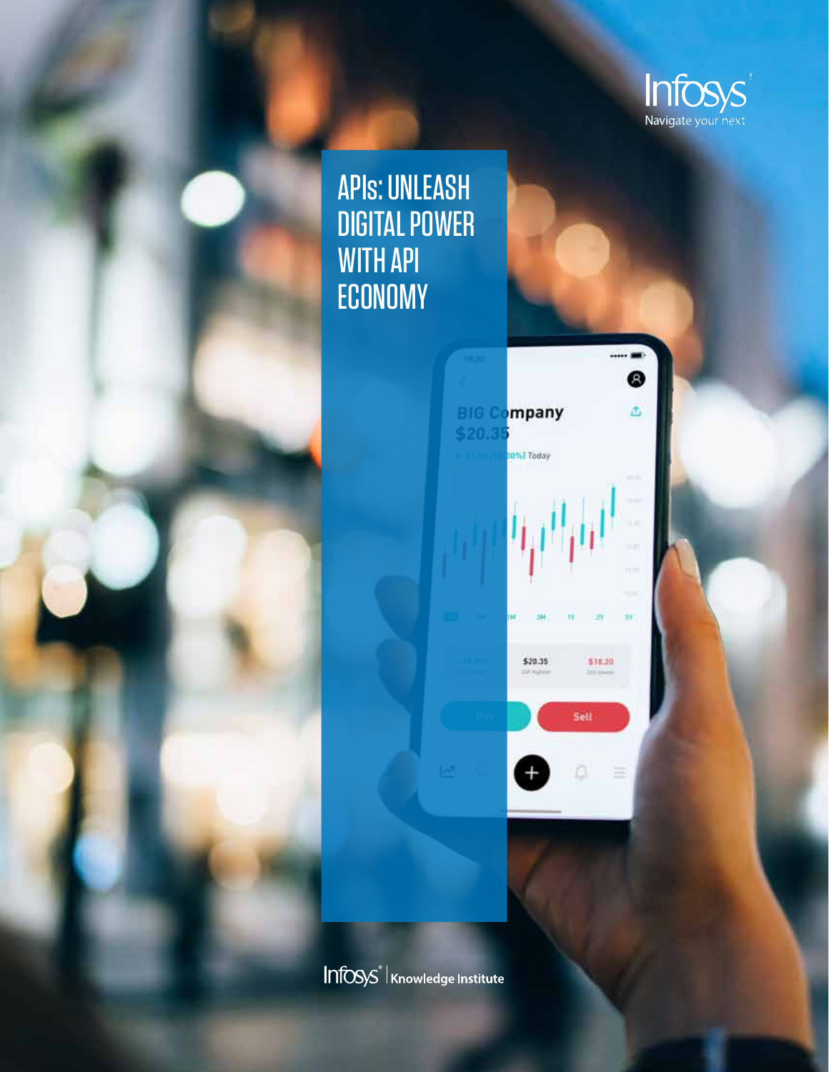Infosys
Navigate your next

# APIs: UNLEASH DIGITAL POWER WITH API ECONOMY

Infosys | Knowledge Institute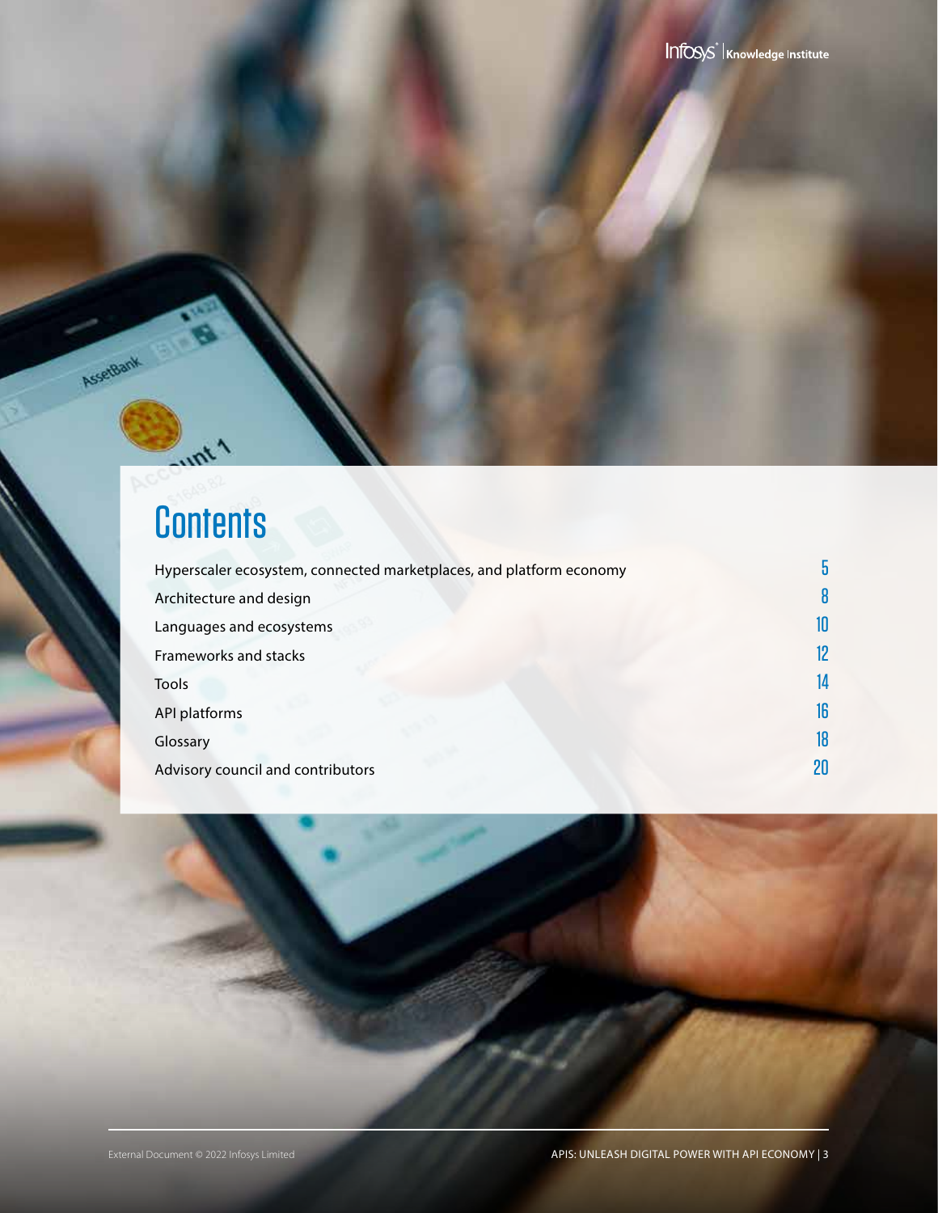# Contents

| | |
|---|---|
| Hyperscaler ecosystem, connected marketplaces, and platform economy | 5 |
| Architecture and design | 8 |
| Languages and ecosystems | 10 |
| Frameworks and stacks | 12 |
| Tools | 14 |
| API platforms | 16 |
| Glossary | 18 |
| Advisory council and contributors | 20 |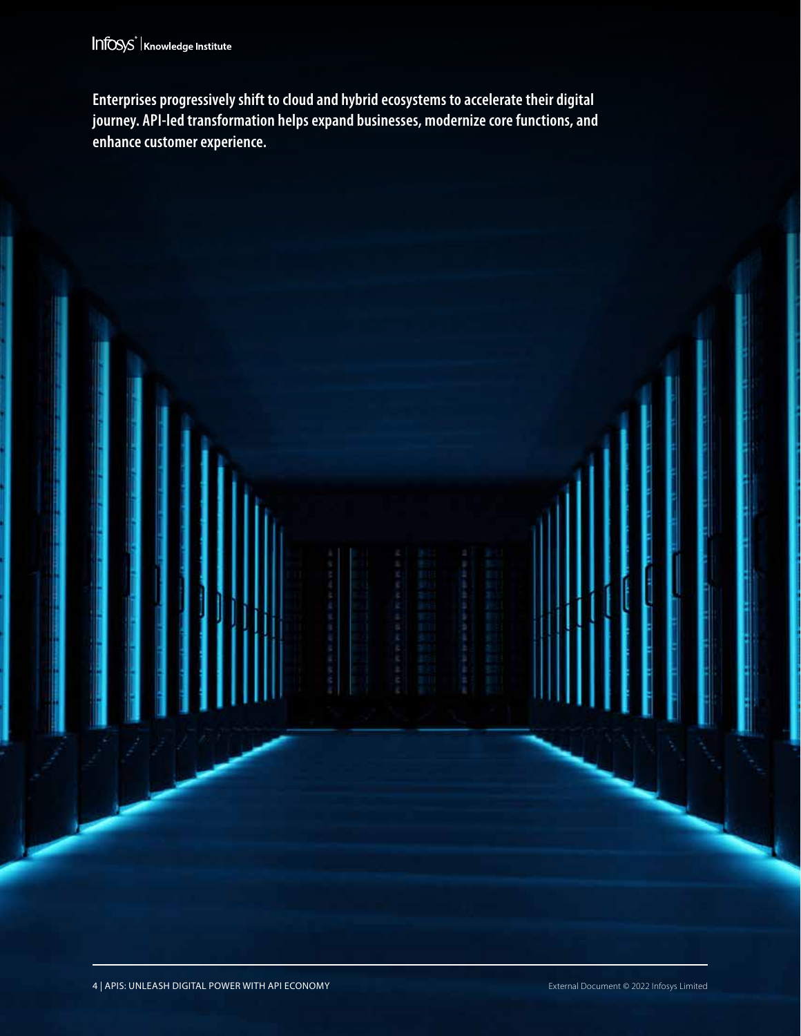**Enterprises progressively shift to cloud and hybrid ecosystems to accelerate their digital journey. API-led transformation helps expand businesses, modernize core functions, and enhance customer experience.**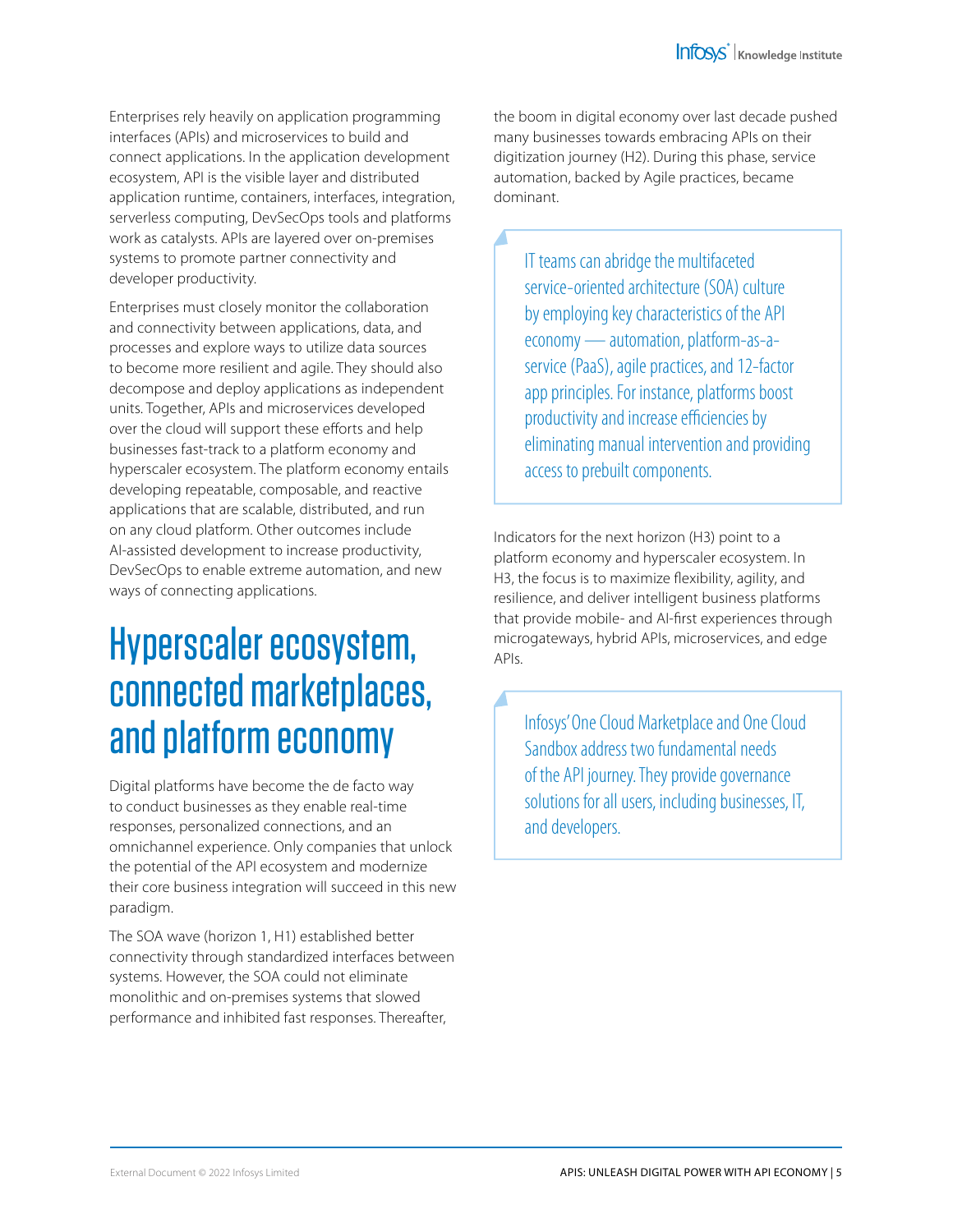Enterprises rely heavily on application programming interfaces (APIs) and microservices to build and connect applications. In the application development ecosystem, API is the visible layer and distributed application runtime, containers, interfaces, integration, serverless computing, DevSecOps tools and platforms work as catalysts. APIs are layered over on-premises systems to promote partner connectivity and developer productivity.

Enterprises must closely monitor the collaboration and connectivity between applications, data, and processes and explore ways to utilize data sources to become more resilient and agile. They should also decompose and deploy applications as independent units. Together, APIs and microservices developed over the cloud will support these efforts and help businesses fast-track to a platform economy and hyperscaler ecosystem. The platform economy entails developing repeatable, composable, and reactive applications that are scalable, distributed, and run on any cloud platform. Other outcomes include AI-assisted development to increase productivity, DevSecOps to enable extreme automation, and new ways of connecting applications.

# Hyperscaler ecosystem, connected marketplaces, and platform economy

Digital platforms have become the de facto way to conduct businesses as they enable real-time responses, personalized connections, and an omnichannel experience. Only companies that unlock the potential of the API ecosystem and modernize their core business integration will succeed in this new paradigm.

The SOA wave (horizon 1, H1) established better connectivity through standardized interfaces between systems. However, the SOA could not eliminate monolithic and on-premises systems that slowed performance and inhibited fast responses. Thereafter, the boom in digital economy over last decade pushed many businesses towards embracing APIs on their digitization journey (H2). During this phase, service automation, backed by Agile practices, became dominant.

> IT teams can abridge the multifaceted service-oriented architecture (SOA) culture by employing key characteristics of the API economy — automation, platform-as-a-service (PaaS), agile practices, and 12-factor app principles. For instance, platforms boost productivity and increase efficiencies by eliminating manual intervention and providing access to prebuilt components.

Indicators for the next horizon (H3) point to a platform economy and hyperscaler ecosystem. In H3, the focus is to maximize flexibility, agility, and resilience, and deliver intelligent business platforms that provide mobile- and AI-first experiences through microgateways, hybrid APIs, microservices, and edge APIs.

> Infosys' One Cloud Marketplace and One Cloud Sandbox address two fundamental needs of the API journey. They provide governance solutions for all users, including businesses, IT, and developers.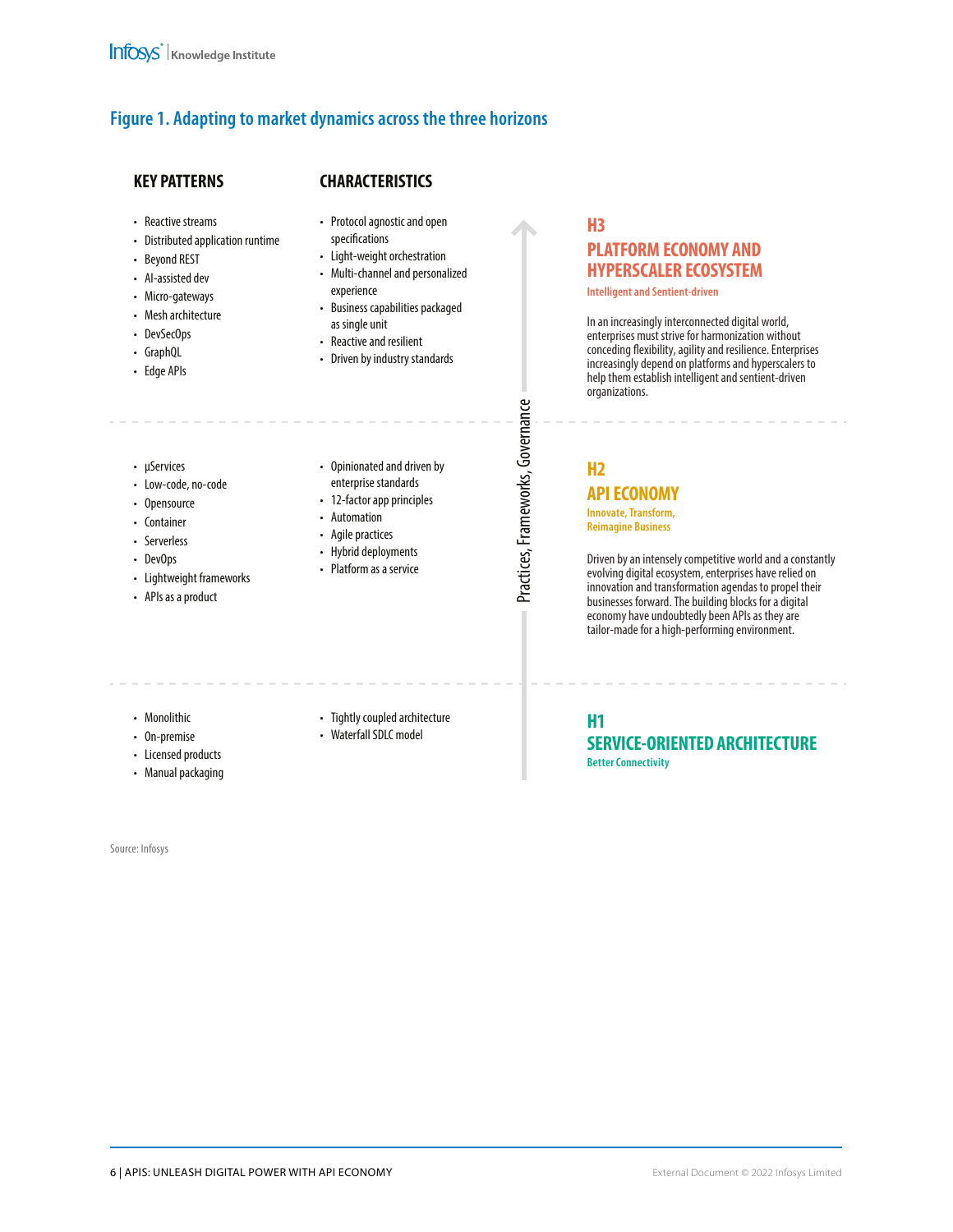## Figure 1. Adapting to market dynamics across the three horizons

| KEY PATTERNS | CHARACTERISTICS | Horizon |
|---|---|---|
| • Reactive streams<br>• Distributed application runtime<br>• Beyond REST<br>• AI-assisted dev<br>• Micro-gateways<br>• Mesh architecture<br>• DevSecOps<br>• GraphQL<br>• Edge APIs | • Protocol agnostic and open specifications<br>• Light-weight orchestration<br>• Multi-channel and personalized experience<br>• Business capabilities packaged as single unit<br>• Reactive and resilient<br>• Driven by industry standards | **H3 PLATFORM ECONOMY AND HYPERSCALER ECOSYSTEM**<br>Intelligent and Sentient-driven<br><br>In an increasingly interconnected digital world, enterprises must strive for harmonization without conceding flexibility, agility and resilience. Enterprises increasingly depend on platforms and hyperscalers to help them establish intelligent and sentient-driven organizations. |
| • µServices<br>• Low-code, no-code<br>• Opensource<br>• Container<br>• Serverless<br>• DevOps<br>• Lightweight frameworks<br>• APIs as a product | • Opinionated and driven by enterprise standards<br>• 12-factor app principles<br>• Automation<br>• Agile practices<br>• Hybrid deployments<br>• Platform as a service | **H2 API ECONOMY**<br>Innovate, Transform, Reimagine Business<br><br>Driven by an intensely competitive world and a constantly evolving digital ecosystem, enterprises have relied on innovation and transformation agendas to propel their businesses forward. The building blocks for a digital economy have undoubtedly been APIs as they are tailor-made for a high-performing environment. |
| • Monolithic<br>• On-premise<br>• Licensed products<br>• Manual packaging | • Tightly coupled architecture<br>• Waterfall SDLC model | **H1 SERVICE-ORIENTED ARCHITECTURE**<br>Better Connectivity |

Practices, Frameworks, Governance

Source: Infosys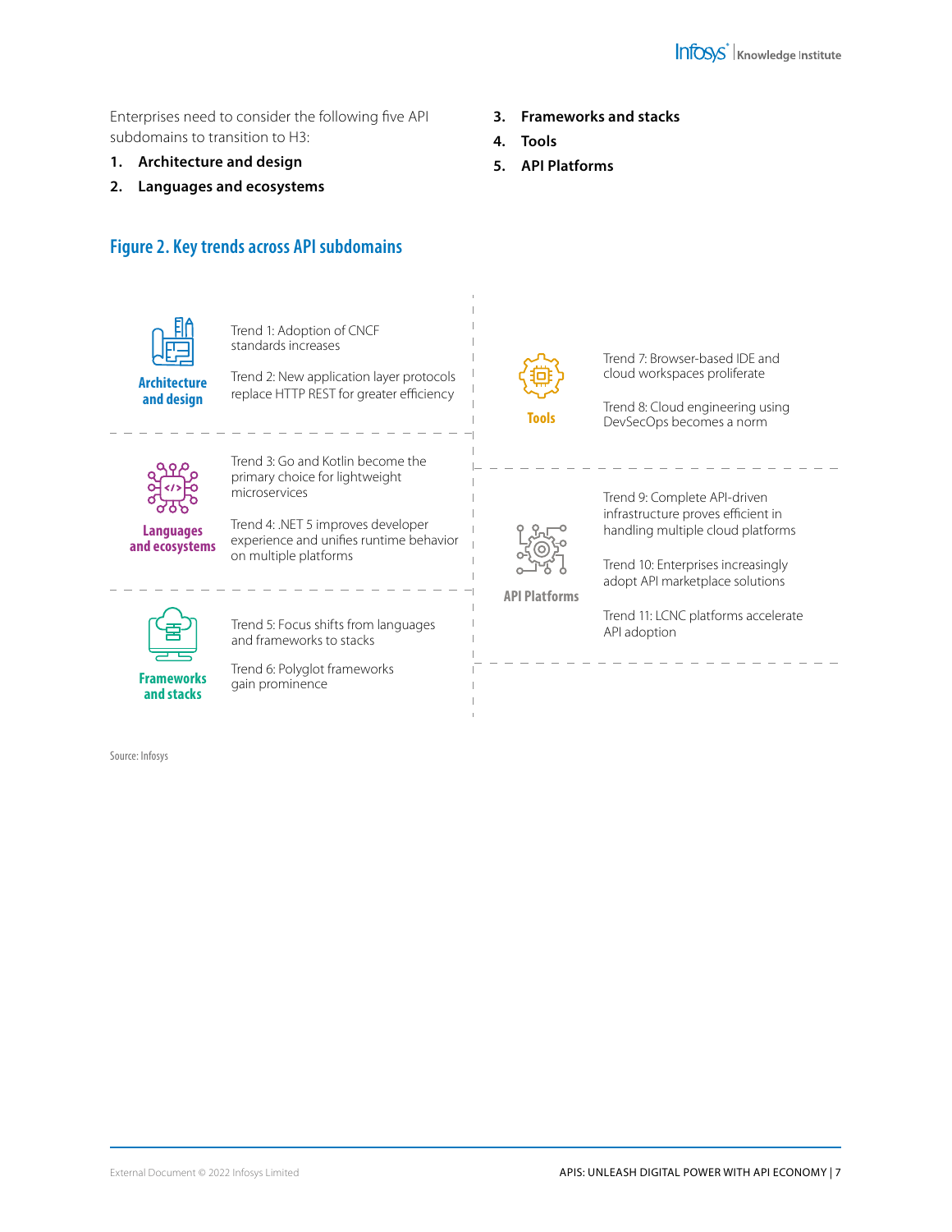Enterprises need to consider the following five API subdomains to transition to H3:

1. **Architecture and design**
2. **Languages and ecosystems**
3. **Frameworks and stacks**
4. **Tools**
5. **API Platforms**

## Figure 2. Key trends across API subdomains

**Architecture and design**

- Trend 1: Adoption of CNCF standards increases
- Trend 2: New application layer protocols replace HTTP REST for greater efficiency

**Languages and ecosystems**

- Trend 3: Go and Kotlin become the primary choice for lightweight microservices
- Trend 4: .NET 5 improves developer experience and unifies runtime behavior on multiple platforms

**Frameworks and stacks**

- Trend 5: Focus shifts from languages and frameworks to stacks
- Trend 6: Polyglot frameworks gain prominence

**Tools**

- Trend 7: Browser-based IDE and cloud workspaces proliferate
- Trend 8: Cloud engineering using DevSecOps becomes a norm

**API Platforms**

- Trend 9: Complete API-driven infrastructure proves efficient in handling multiple cloud platforms
- Trend 10: Enterprises increasingly adopt API marketplace solutions
- Trend 11: LCNC platforms accelerate API adoption

Source: Infosys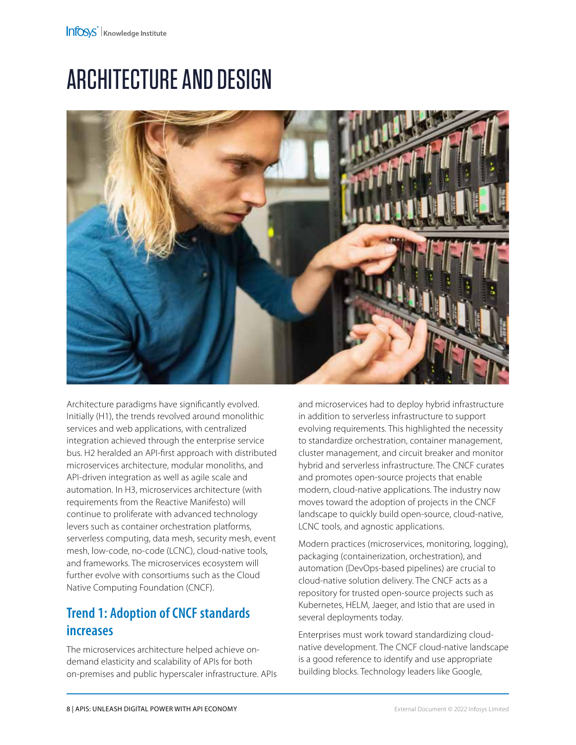# ARCHITECTURE AND DESIGN

Architecture paradigms have significantly evolved. Initially (H1), the trends revolved around monolithic services and web applications, with centralized integration achieved through the enterprise service bus. H2 heralded an API-first approach with distributed microservices architecture, modular monoliths, and API-driven integration as well as agile scale and automation. In H3, microservices architecture (with requirements from the Reactive Manifesto) will continue to proliferate with advanced technology levers such as container orchestration platforms, serverless computing, data mesh, security mesh, event mesh, low-code, no-code (LCNC), cloud-native tools, and frameworks. The microservices ecosystem will further evolve with consortiums such as the Cloud Native Computing Foundation (CNCF).

## Trend 1: Adoption of CNCF standards increases

The microservices architecture helped achieve on-demand elasticity and scalability of APIs for both on-premises and public hyperscaler infrastructure. APIs and microservices had to deploy hybrid infrastructure in addition to serverless infrastructure to support evolving requirements. This highlighted the necessity to standardize orchestration, container management, cluster management, and circuit breaker and monitor hybrid and serverless infrastructure. The CNCF curates and promotes open-source projects that enable modern, cloud-native applications. The industry now moves toward the adoption of projects in the CNCF landscape to quickly build open-source, cloud-native, LCNC tools, and agnostic applications.

Modern practices (microservices, monitoring, logging), packaging (containerization, orchestration), and automation (DevOps-based pipelines) are crucial to cloud-native solution delivery. The CNCF acts as a repository for trusted open-source projects such as Kubernetes, HELM, Jaeger, and Istio that are used in several deployments today.

Enterprises must work toward standardizing cloud-native development. The CNCF cloud-native landscape is a good reference to identify and use appropriate building blocks. Technology leaders like Google,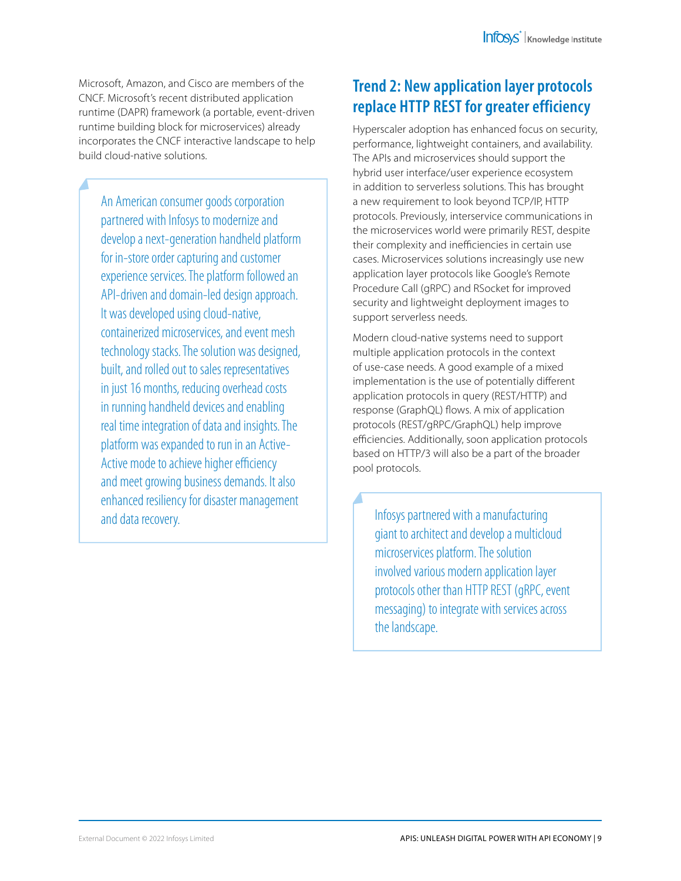Microsoft, Amazon, and Cisco are members of the CNCF. Microsoft's recent distributed application runtime (DAPR) framework (a portable, event-driven runtime building block for microservices) already incorporates the CNCF interactive landscape to help build cloud-native solutions.

> An American consumer goods corporation partnered with Infosys to modernize and develop a next-generation handheld platform for in-store order capturing and customer experience services. The platform followed an API-driven and domain-led design approach. It was developed using cloud-native, containerized microservices, and event mesh technology stacks. The solution was designed, built, and rolled out to sales representatives in just 16 months, reducing overhead costs in running handheld devices and enabling real time integration of data and insights. The platform was expanded to run in an Active-Active mode to achieve higher efficiency and meet growing business demands. It also enhanced resiliency for disaster management and data recovery.

## Trend 2: New application layer protocols replace HTTP REST for greater efficiency

Hyperscaler adoption has enhanced focus on security, performance, lightweight containers, and availability. The APIs and microservices should support the hybrid user interface/user experience ecosystem in addition to serverless solutions. This has brought a new requirement to look beyond TCP/IP, HTTP protocols. Previously, interservice communications in the microservices world were primarily REST, despite their complexity and inefficiencies in certain use cases. Microservices solutions increasingly use new application layer protocols like Google's Remote Procedure Call (gRPC) and RSocket for improved security and lightweight deployment images to support serverless needs.

Modern cloud-native systems need to support multiple application protocols in the context of use-case needs. A good example of a mixed implementation is the use of potentially different application protocols in query (REST/HTTP) and response (GraphQL) flows. A mix of application protocols (REST/gRPC/GraphQL) help improve efficiencies. Additionally, soon application protocols based on HTTP/3 will also be a part of the broader pool protocols.

> Infosys partnered with a manufacturing giant to architect and develop a multicloud microservices platform. The solution involved various modern application layer protocols other than HTTP REST (gRPC, event messaging) to integrate with services across the landscape.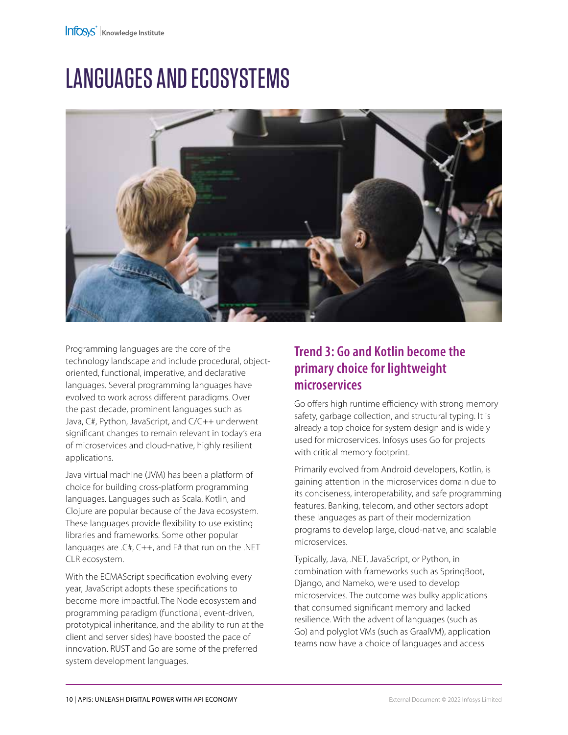# LANGUAGES AND ECOSYSTEMS

Programming languages are the core of the technology landscape and include procedural, object-oriented, functional, imperative, and declarative languages. Several programming languages have evolved to work across different paradigms. Over the past decade, prominent languages such as Java, C#, Python, JavaScript, and C/C++ underwent significant changes to remain relevant in today's era of microservices and cloud-native, highly resilient applications.

Java virtual machine (JVM) has been a platform of choice for building cross-platform programming languages. Languages such as Scala, Kotlin, and Clojure are popular because of the Java ecosystem. These languages provide flexibility to use existing libraries and frameworks. Some other popular languages are .C#, C++, and F# that run on the .NET CLR ecosystem.

With the ECMAScript specification evolving every year, JavaScript adopts these specifications to become more impactful. The Node ecosystem and programming paradigm (functional, event-driven, prototypical inheritance, and the ability to run at the client and server sides) have boosted the pace of innovation. RUST and Go are some of the preferred system development languages.

## Trend 3: Go and Kotlin become the primary choice for lightweight microservices

Go offers high runtime efficiency with strong memory safety, garbage collection, and structural typing. It is already a top choice for system design and is widely used for microservices. Infosys uses Go for projects with critical memory footprint.

Primarily evolved from Android developers, Kotlin, is gaining attention in the microservices domain due to its conciseness, interoperability, and safe programming features. Banking, telecom, and other sectors adopt these languages as part of their modernization programs to develop large, cloud-native, and scalable microservices.

Typically, Java, .NET, JavaScript, or Python, in combination with frameworks such as SpringBoot, Django, and Nameko, were used to develop microservices. The outcome was bulky applications that consumed significant memory and lacked resilience. With the advent of languages (such as Go) and polyglot VMs (such as GraalVM), application teams now have a choice of languages and access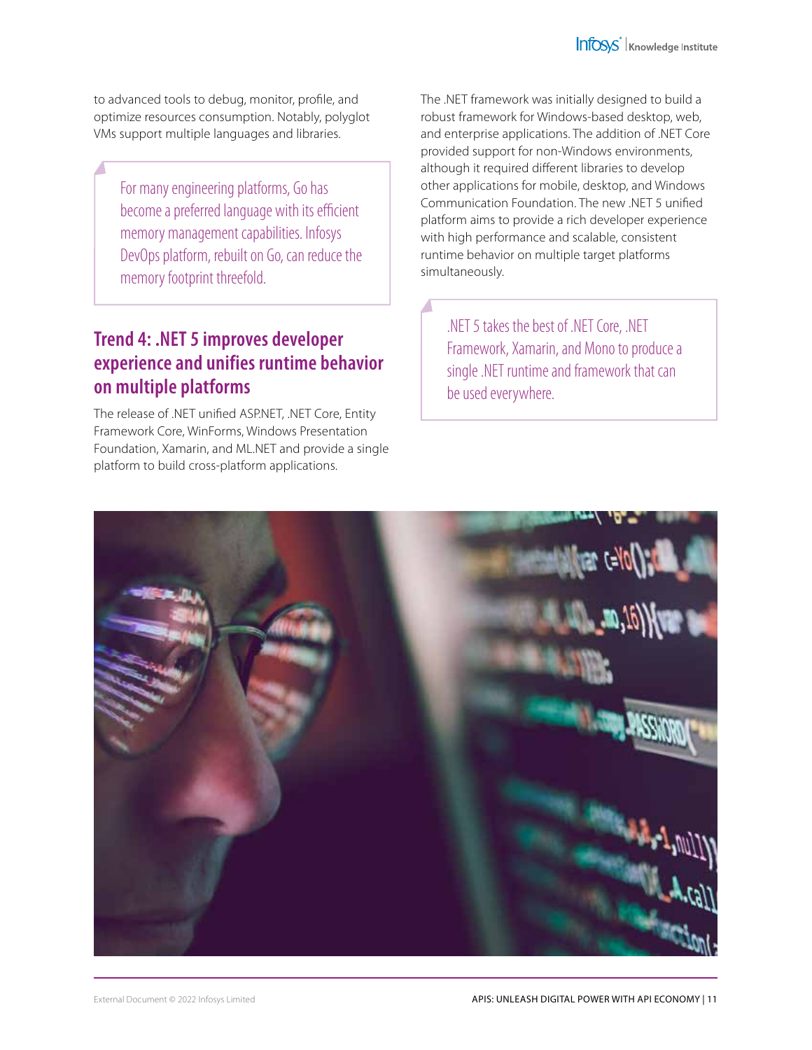to advanced tools to debug, monitor, profile, and optimize resources consumption. Notably, polyglot VMs support multiple languages and libraries.

> For many engineering platforms, Go has become a preferred language with its efficient memory management capabilities. Infosys DevOps platform, rebuilt on Go, can reduce the memory footprint threefold.

## Trend 4: .NET 5 improves developer experience and unifies runtime behavior on multiple platforms

The release of .NET unified ASP.NET, .NET Core, Entity Framework Core, WinForms, Windows Presentation Foundation, Xamarin, and ML.NET and provide a single platform to build cross-platform applications.

The .NET framework was initially designed to build a robust framework for Windows-based desktop, web, and enterprise applications. The addition of .NET Core provided support for non-Windows environments, although it required different libraries to develop other applications for mobile, desktop, and Windows Communication Foundation. The new .NET 5 unified platform aims to provide a rich developer experience with high performance and scalable, consistent runtime behavior on multiple target platforms simultaneously.

> .NET 5 takes the best of .NET Core, .NET Framework, Xamarin, and Mono to produce a single .NET runtime and framework that can be used everywhere.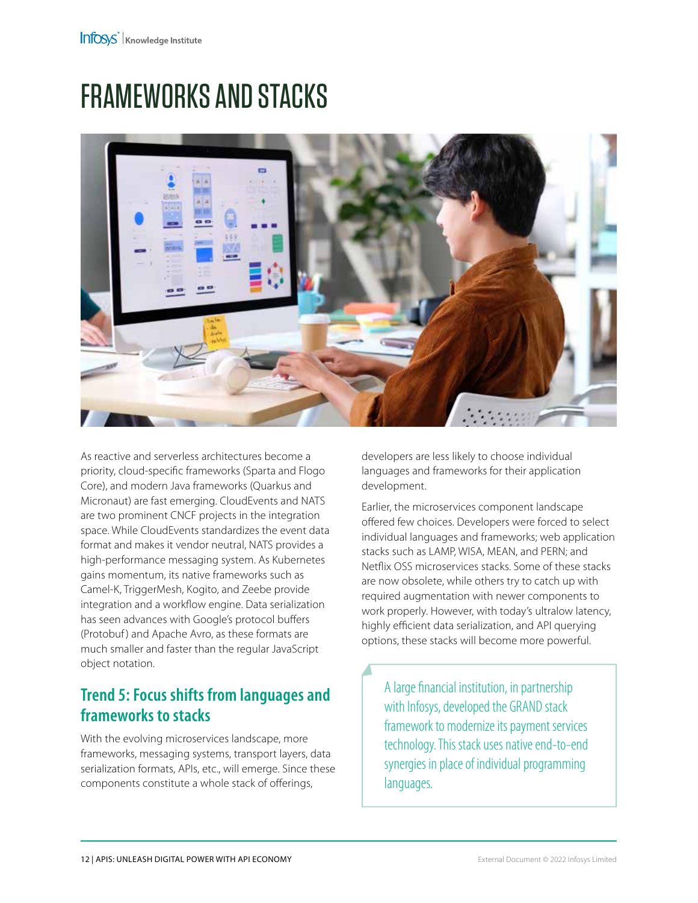# FRAMEWORKS AND STACKS

As reactive and serverless architectures become a priority, cloud-specific frameworks (Sparta and Flogo Core), and modern Java frameworks (Quarkus and Micronaut) are fast emerging. CloudEvents and NATS are two prominent CNCF projects in the integration space. While CloudEvents standardizes the event data format and makes it vendor neutral, NATS provides a high-performance messaging system. As Kubernetes gains momentum, its native frameworks such as Camel-K, TriggerMesh, Kogito, and Zeebe provide integration and a workflow engine. Data serialization has seen advances with Google's protocol buffers (Protobuf) and Apache Avro, as these formats are much smaller and faster than the regular JavaScript object notation.

## Trend 5: Focus shifts from languages and frameworks to stacks

With the evolving microservices landscape, more frameworks, messaging systems, transport layers, data serialization formats, APIs, etc., will emerge. Since these components constitute a whole stack of offerings, developers are less likely to choose individual languages and frameworks for their application development.

Earlier, the microservices component landscape offered few choices. Developers were forced to select individual languages and frameworks; web application stacks such as LAMP, WISA, MEAN, and PERN; and Netflix OSS microservices stacks. Some of these stacks are now obsolete, while others try to catch up with required augmentation with newer components to work properly. However, with today's ultralow latency, highly efficient data serialization, and API querying options, these stacks will become more powerful.

> A large financial institution, in partnership with Infosys, developed the GRAND stack framework to modernize its payment services technology. This stack uses native end-to-end synergies in place of individual programming languages.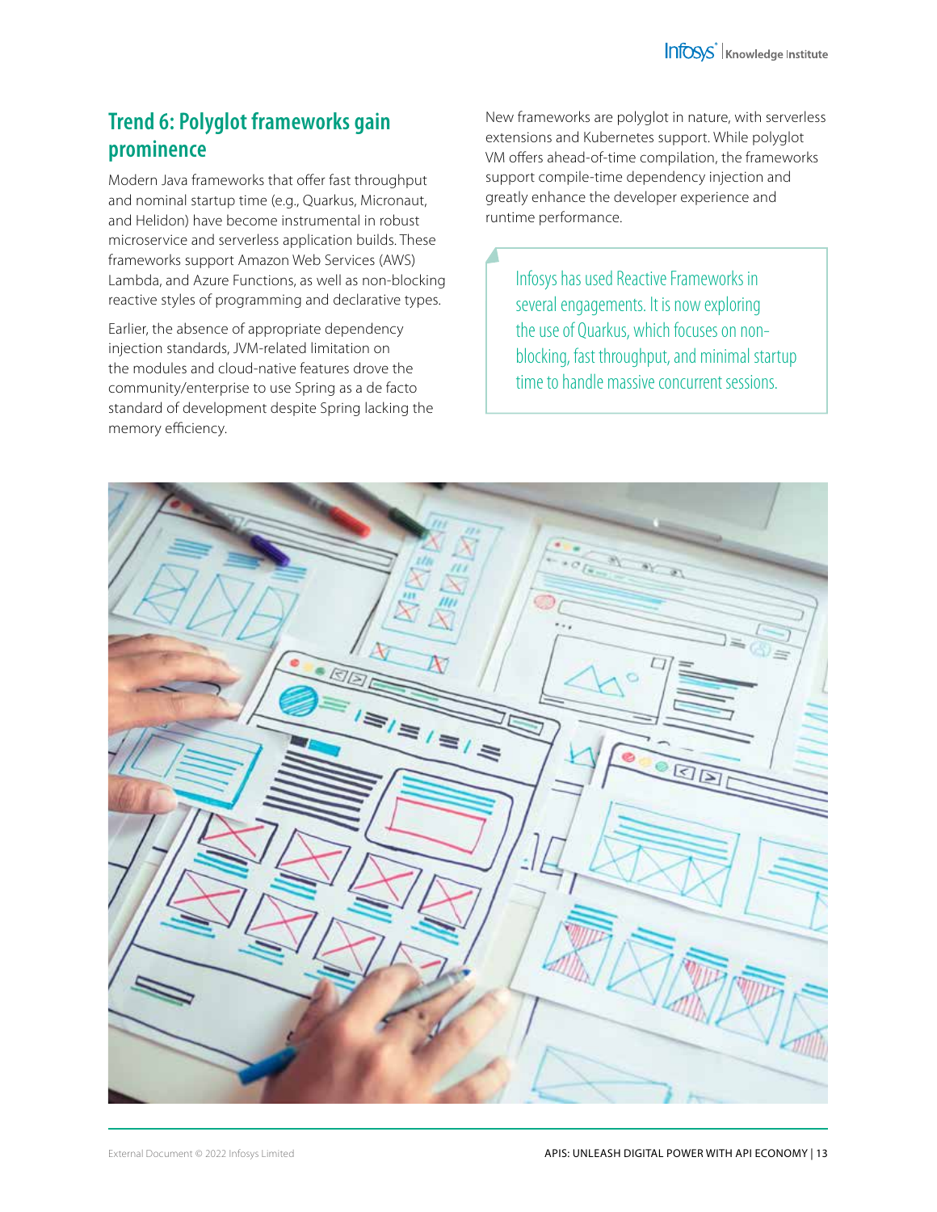## Trend 6: Polyglot frameworks gain prominence

Modern Java frameworks that offer fast throughput and nominal startup time (e.g., Quarkus, Micronaut, and Helidon) have become instrumental in robust microservice and serverless application builds. These frameworks support Amazon Web Services (AWS) Lambda, and Azure Functions, as well as non-blocking reactive styles of programming and declarative types.

Earlier, the absence of appropriate dependency injection standards, JVM-related limitation on the modules and cloud-native features drove the community/enterprise to use Spring as a de facto standard of development despite Spring lacking the memory efficiency.

New frameworks are polyglot in nature, with serverless extensions and Kubernetes support. While polyglot VM offers ahead-of-time compilation, the frameworks support compile-time dependency injection and greatly enhance the developer experience and runtime performance.

> Infosys has used Reactive Frameworks in several engagements. It is now exploring the use of Quarkus, which focuses on non-blocking, fast throughput, and minimal startup time to handle massive concurrent sessions.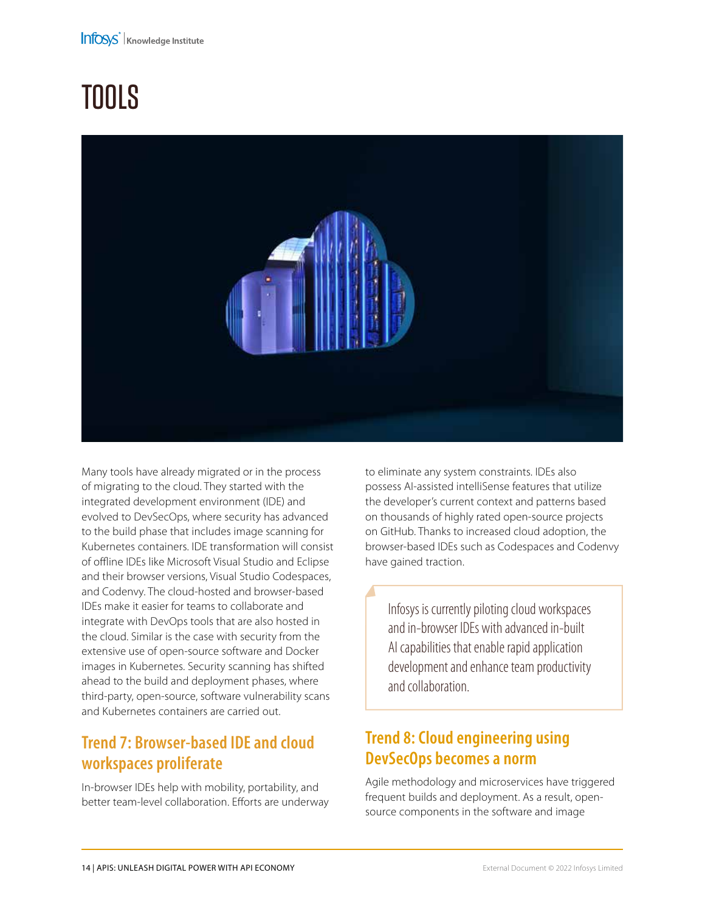# TOOLS

Many tools have already migrated or in the process of migrating to the cloud. They started with the integrated development environment (IDE) and evolved to DevSecOps, where security has advanced to the build phase that includes image scanning for Kubernetes containers. IDE transformation will consist of offline IDEs like Microsoft Visual Studio and Eclipse and their browser versions, Visual Studio Codespaces, and Codenvy. The cloud-hosted and browser-based IDEs make it easier for teams to collaborate and integrate with DevOps tools that are also hosted in the cloud. Similar is the case with security from the extensive use of open-source software and Docker images in Kubernetes. Security scanning has shifted ahead to the build and deployment phases, where third-party, open-source, software vulnerability scans and Kubernetes containers are carried out.

## Trend 7: Browser-based IDE and cloud workspaces proliferate

In-browser IDEs help with mobility, portability, and better team-level collaboration. Efforts are underway to eliminate any system constraints. IDEs also possess AI-assisted intelliSense features that utilize the developer's current context and patterns based on thousands of highly rated open-source projects on GitHub. Thanks to increased cloud adoption, the browser-based IDEs such as Codespaces and Codenvy have gained traction.

> Infosys is currently piloting cloud workspaces and in-browser IDEs with advanced in-built AI capabilities that enable rapid application development and enhance team productivity and collaboration.

## Trend 8: Cloud engineering using DevSecOps becomes a norm

Agile methodology and microservices have triggered frequent builds and deployment. As a result, open-source components in the software and image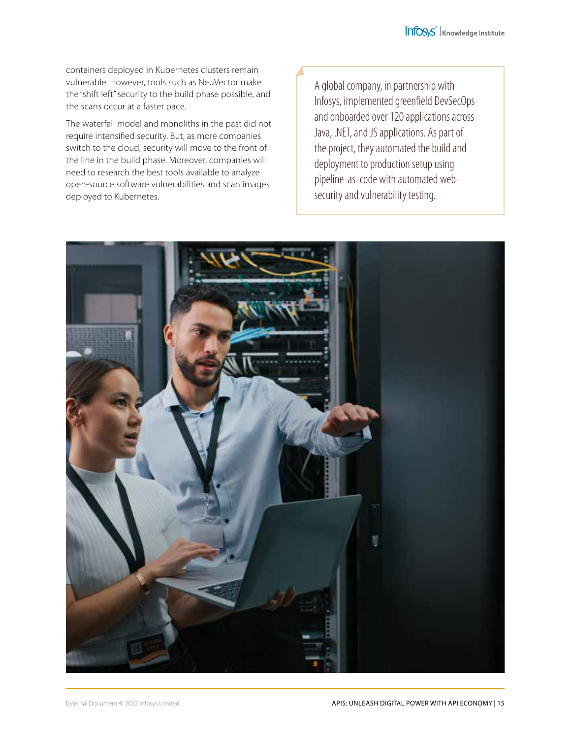containers deployed in Kubernetes clusters remain vulnerable. However, tools such as NeuVector make the "shift left" security to the build phase possible, and the scans occur at a faster pace.

The waterfall model and monoliths in the past did not require intensified security. But, as more companies switch to the cloud, security will move to the front of the line in the build phase. Moreover, companies will need to research the best tools available to analyze open-source software vulnerabilities and scan images deployed to Kubernetes.

> A global company, in partnership with Infosys, implemented greenfield DevSecOps and onboarded over 120 applications across Java, .NET, and JS applications. As part of the project, they automated the build and deployment to production setup using pipeline-as-code with automated web-security and vulnerability testing.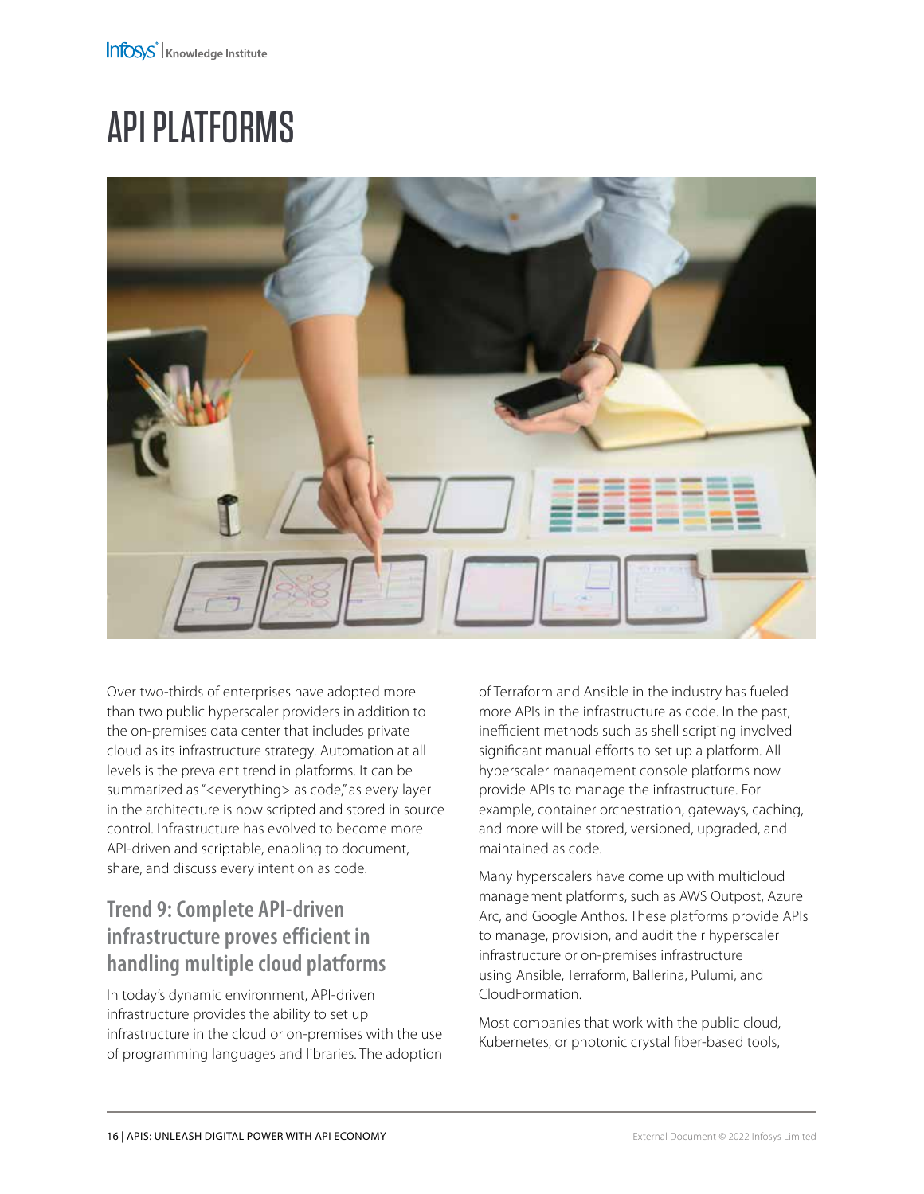# API PLATFORMS

Over two-thirds of enterprises have adopted more than two public hyperscaler providers in addition to the on-premises data center that includes private cloud as its infrastructure strategy. Automation at all levels is the prevalent trend in platforms. It can be summarized as "<everything> as code," as every layer in the architecture is now scripted and stored in source control. Infrastructure has evolved to become more API-driven and scriptable, enabling to document, share, and discuss every intention as code.

## Trend 9: Complete API-driven infrastructure proves efficient in handling multiple cloud platforms

In today's dynamic environment, API-driven infrastructure provides the ability to set up infrastructure in the cloud or on-premises with the use of programming languages and libraries. The adoption of Terraform and Ansible in the industry has fueled more APIs in the infrastructure as code. In the past, inefficient methods such as shell scripting involved significant manual efforts to set up a platform. All hyperscaler management console platforms now provide APIs to manage the infrastructure. For example, container orchestration, gateways, caching, and more will be stored, versioned, upgraded, and maintained as code.

Many hyperscalers have come up with multicloud management platforms, such as AWS Outpost, Azure Arc, and Google Anthos. These platforms provide APIs to manage, provision, and audit their hyperscaler infrastructure or on-premises infrastructure using Ansible, Terraform, Ballerina, Pulumi, and CloudFormation.

Most companies that work with the public cloud, Kubernetes, or photonic crystal fiber-based tools,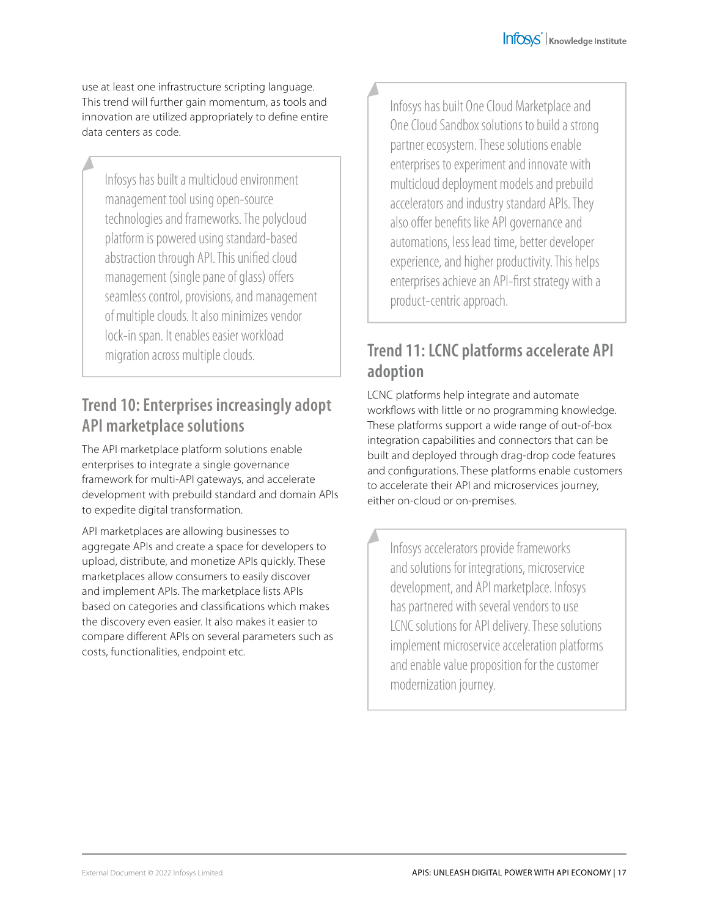use at least one infrastructure scripting language. This trend will further gain momentum, as tools and innovation are utilized appropriately to define entire data centers as code.

> Infosys has built a multicloud environment management tool using open-source technologies and frameworks. The polycloud platform is powered using standard-based abstraction through API. This unified cloud management (single pane of glass) offers seamless control, provisions, and management of multiple clouds. It also minimizes vendor lock-in span. It enables easier workload migration across multiple clouds.

## Trend 10: Enterprises increasingly adopt API marketplace solutions

The API marketplace platform solutions enable enterprises to integrate a single governance framework for multi-API gateways, and accelerate development with prebuild standard and domain APIs to expedite digital transformation.

API marketplaces are allowing businesses to aggregate APIs and create a space for developers to upload, distribute, and monetize APIs quickly. These marketplaces allow consumers to easily discover and implement APIs. The marketplace lists APIs based on categories and classifications which makes the discovery even easier. It also makes it easier to compare different APIs on several parameters such as costs, functionalities, endpoint etc.

> Infosys has built One Cloud Marketplace and One Cloud Sandbox solutions to build a strong partner ecosystem. These solutions enable enterprises to experiment and innovate with multicloud deployment models and prebuild accelerators and industry standard APIs. They also offer benefits like API governance and automations, less lead time, better developer experience, and higher productivity. This helps enterprises achieve an API-first strategy with a product-centric approach.

## Trend 11: LCNC platforms accelerate API adoption

LCNC platforms help integrate and automate workflows with little or no programming knowledge. These platforms support a wide range of out-of-box integration capabilities and connectors that can be built and deployed through drag-drop code features and configurations. These platforms enable customers to accelerate their API and microservices journey, either on-cloud or on-premises.

> Infosys accelerators provide frameworks and solutions for integrations, microservice development, and API marketplace. Infosys has partnered with several vendors to use LCNC solutions for API delivery. These solutions implement microservice acceleration platforms and enable value proposition for the customer modernization journey.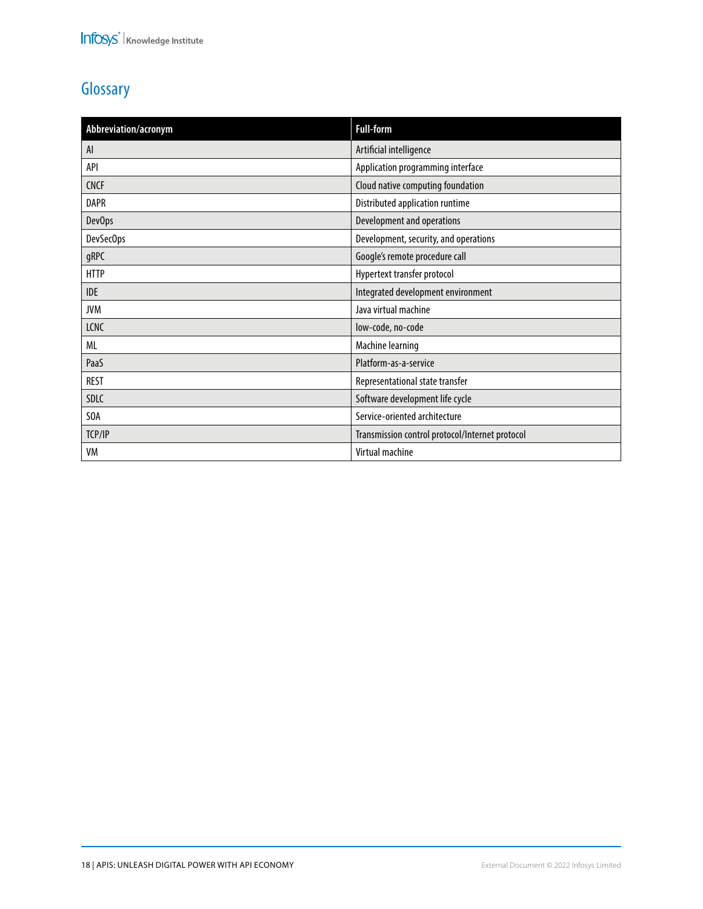## Glossary

| Abbreviation/acronym | Full-form |
|---|---|
| AI | Artificial intelligence |
| API | Application programming interface |
| CNCF | Cloud native computing foundation |
| DAPR | Distributed application runtime |
| DevOps | Development and operations |
| DevSecOps | Development, security, and operations |
| gRPC | Google's remote procedure call |
| HTTP | Hypertext transfer protocol |
| IDE | Integrated development environment |
| JVM | Java virtual machine |
| LCNC | low-code, no-code |
| ML | Machine learning |
| PaaS | Platform-as-a-service |
| REST | Representational state transfer |
| SDLC | Software development life cycle |
| SOA | Service-oriented architecture |
| TCP/IP | Transmission control protocol/Internet protocol |
| VM | Virtual machine |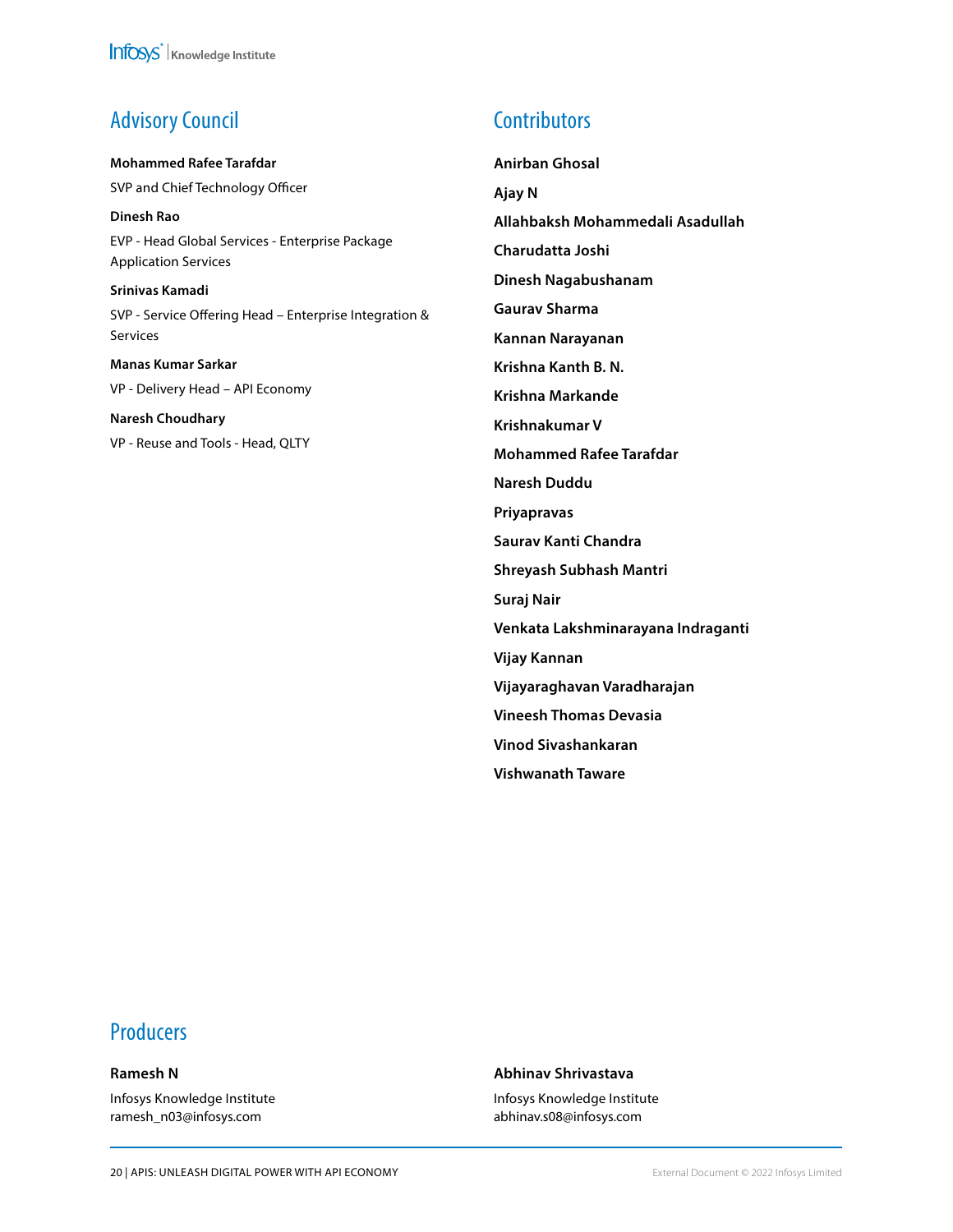## Advisory Council

**Mohammed Rafee Tarafdar**

SVP and Chief Technology Officer

**Dinesh Rao**

EVP - Head Global Services - Enterprise Package Application Services

**Srinivas Kamadi**

SVP - Service Offering Head – Enterprise Integration & Services

**Manas Kumar Sarkar**

VP - Delivery Head – API Economy

**Naresh Choudhary**

VP - Reuse and Tools - Head, QLTY

## Contributors

**Anirban Ghosal**

**Ajay N**

**Allahbaksh Mohammedali Asadullah**

**Charudatta Joshi**

**Dinesh Nagabushanam**

**Gaurav Sharma**

**Kannan Narayanan**

**Krishna Kanth B. N.**

**Krishna Markande**

**Krishnakumar V**

**Mohammed Rafee Tarafdar**

**Naresh Duddu**

**Priyapravas**

**Saurav Kanti Chandra**

**Shreyash Subhash Mantri**

**Suraj Nair**

**Venkata Lakshminarayana Indraganti**

**Vijay Kannan**

**Vijayaraghavan Varadharajan**

**Vineesh Thomas Devasia**

**Vinod Sivashankaran**

**Vishwanath Taware**

## Producers

**Ramesh N**

Infosys Knowledge Institute
ramesh_n03@infosys.com

**Abhinav Shrivastava**

Infosys Knowledge Institute
abhinav.s08@infosys.com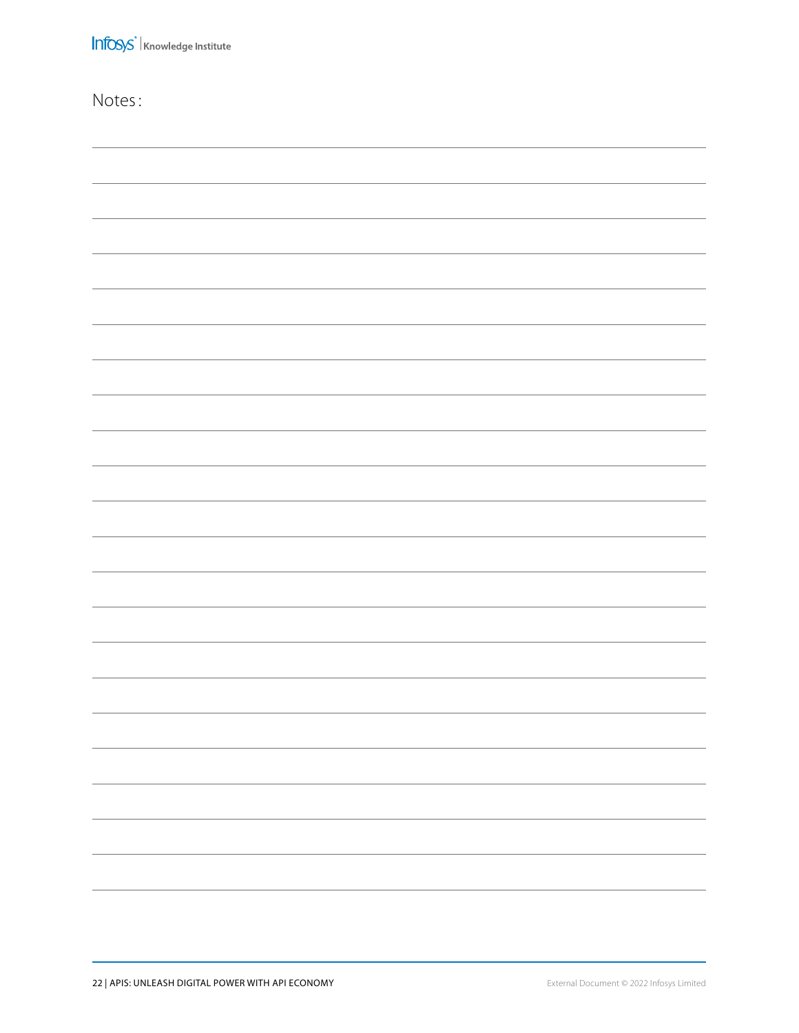Notes: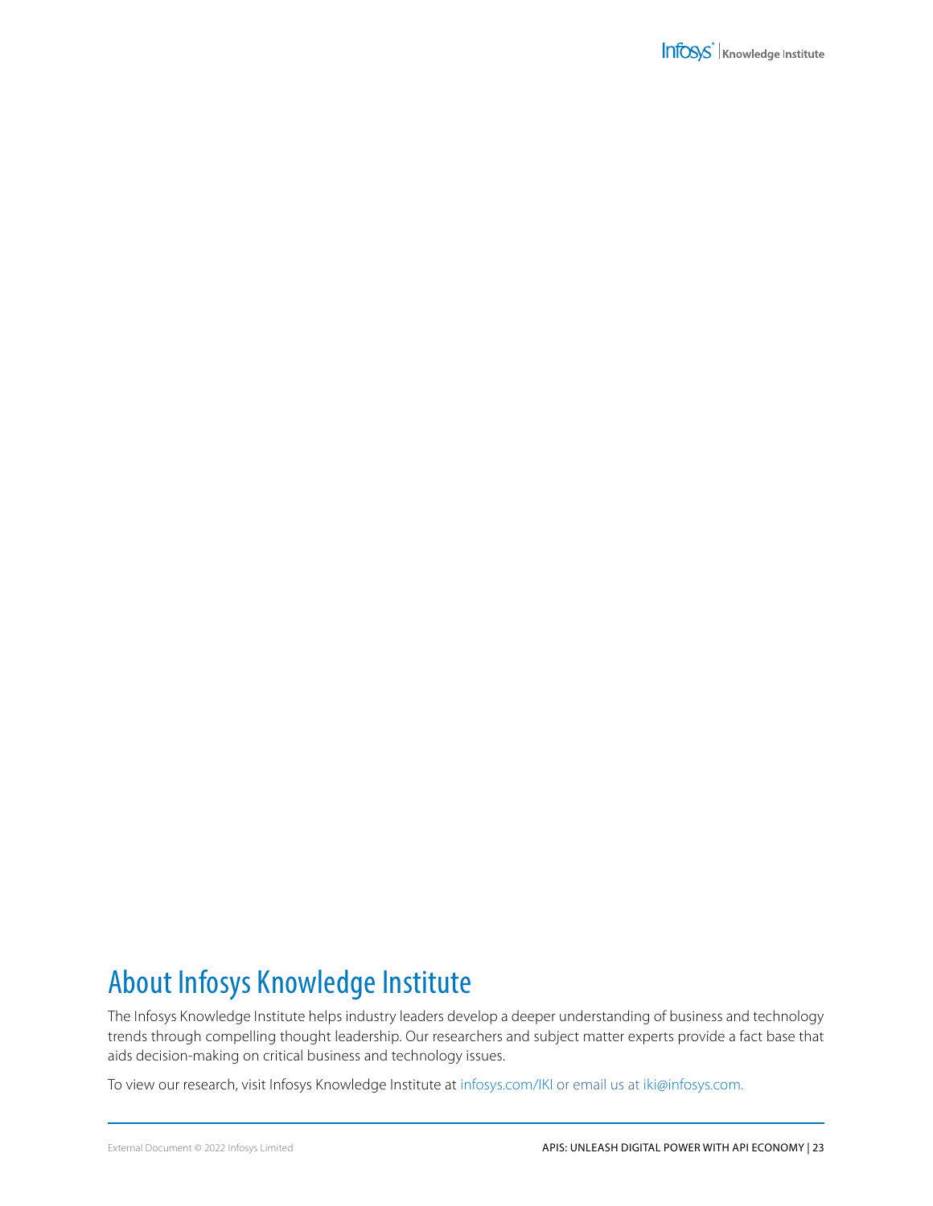## About Infosys Knowledge Institute

The Infosys Knowledge Institute helps industry leaders develop a deeper understanding of business and technology trends through compelling thought leadership. Our researchers and subject matter experts provide a fact base that aids decision-making on critical business and technology issues.

To view our research, visit Infosys Knowledge Institute at infosys.com/IKI or email us at iki@infosys.com.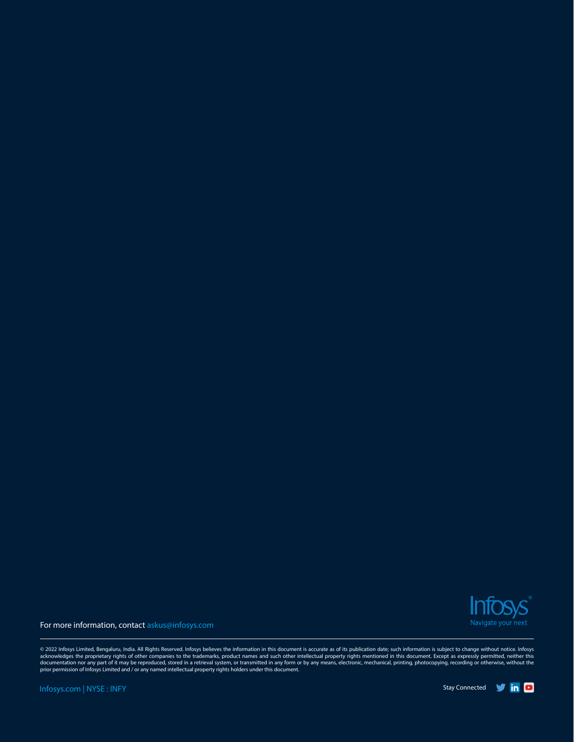For more information, contact askus@infosys.com

Infosys
Navigate your next

© 2022 Infosys Limited, Bengaluru, India. All Rights Reserved. Infosys believes the information in this document is accurate as of its publication date; such information is subject to change without notice. Infosys acknowledges the proprietary rights of other companies to the trademarks, product names and such other intellectual property rights mentioned in this document. Except as expressly permitted, neither this documentation nor any part of it may be reproduced, stored in a retrieval system, or transmitted in any form or by any means, electronic, mechanical, printing, photocopying, recording or otherwise, without the prior permission of Infosys Limited and / or any named intellectual property rights holders under this document.

Infosys.com | NYSE : INFY

Stay Connected